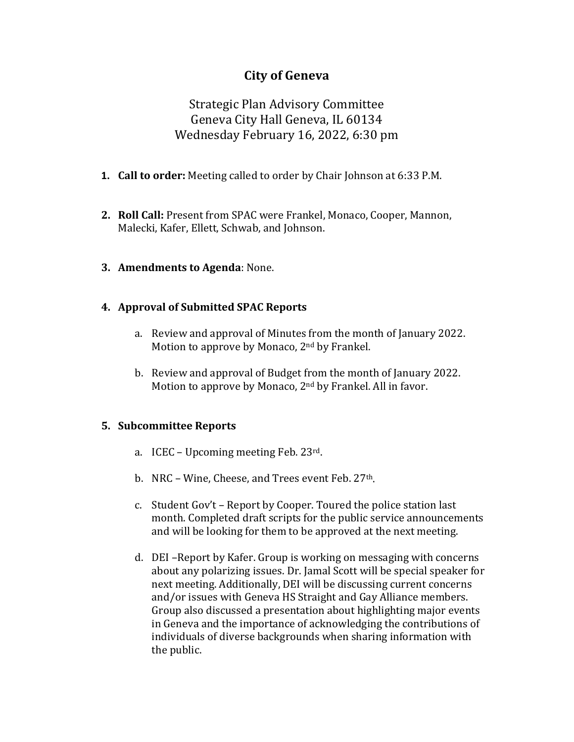# City of Geneva

Strategic Plan Advisory Committee
Geneva City Hall Geneva, IL 60134
Wednesday February 16, 2022, 6:30 pm

1. **Call to order:** Meeting called to order by Chair Johnson at 6:33 P.M.

2. **Roll Call:** Present from SPAC were Frankel, Monaco, Cooper, Mannon, Malecki, Kafer, Ellett, Schwab, and Johnson.

3. **Amendments to Agenda**: None.

4. **Approval of Submitted SPAC Reports**

   a. Review and approval of Minutes from the month of January 2022. Motion to approve by Monaco, 2nd by Frankel.

   b. Review and approval of Budget from the month of January 2022. Motion to approve by Monaco, 2nd by Frankel. All in favor.

5. **Subcommittee Reports**

   a. ICEC – Upcoming meeting Feb. 23rd.

   b. NRC – Wine, Cheese, and Trees event Feb. 27th.

   c. Student Gov't – Report by Cooper. Toured the police station last month. Completed draft scripts for the public service announcements and will be looking for them to be approved at the next meeting.

   d. DEI –Report by Kafer. Group is working on messaging with concerns about any polarizing issues. Dr. Jamal Scott will be special speaker for next meeting. Additionally, DEI will be discussing current concerns and/or issues with Geneva HS Straight and Gay Alliance members. Group also discussed a presentation about highlighting major events in Geneva and the importance of acknowledging the contributions of individuals of diverse backgrounds when sharing information with the public.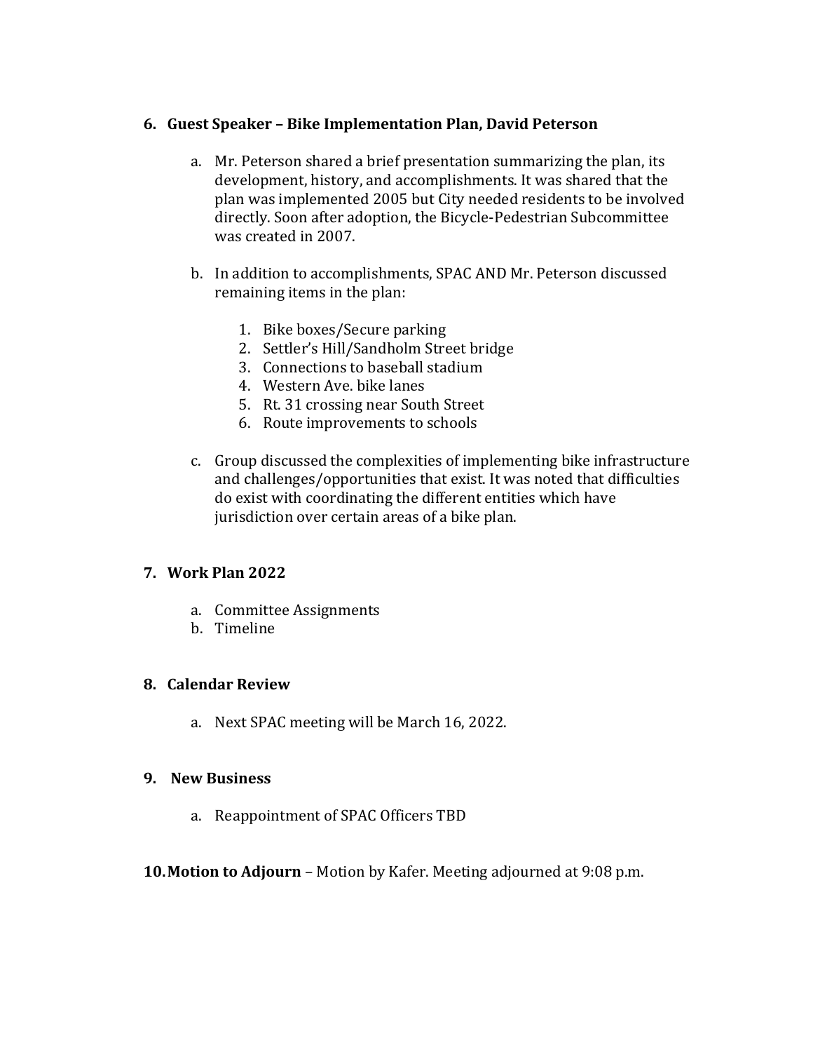6. **Guest Speaker – Bike Implementation Plan, David Peterson**

    a. Mr. Peterson shared a brief presentation summarizing the plan, its development, history, and accomplishments. It was shared that the plan was implemented 2005 but City needed residents to be involved directly. Soon after adoption, the Bicycle-Pedestrian Subcommittee was created in 2007.

    b. In addition to accomplishments, SPAC AND Mr. Peterson discussed remaining items in the plan:

        1. Bike boxes/Secure parking
        2. Settler's Hill/Sandholm Street bridge
        3. Connections to baseball stadium
        4. Western Ave. bike lanes
        5. Rt. 31 crossing near South Street
        6. Route improvements to schools

    c. Group discussed the complexities of implementing bike infrastructure and challenges/opportunities that exist. It was noted that difficulties do exist with coordinating the different entities which have jurisdiction over certain areas of a bike plan.

7. **Work Plan 2022**

    a. Committee Assignments
    b. Timeline

8. **Calendar Review**

    a. Next SPAC meeting will be March 16, 2022.

9. **New Business**

    a. Reappointment of SPAC Officers TBD

10. **Motion to Adjourn** – Motion by Kafer. Meeting adjourned at 9:08 p.m.